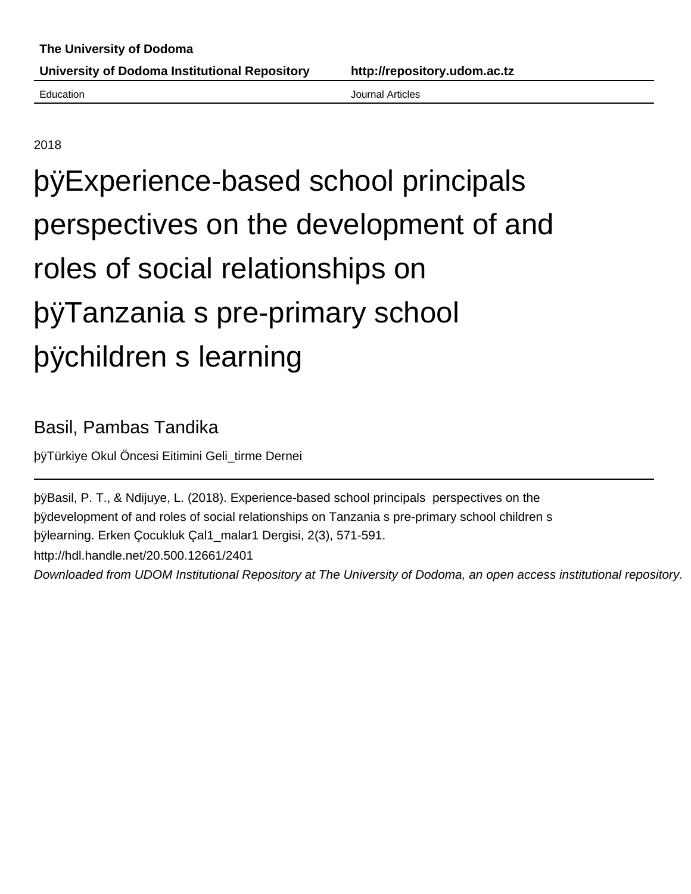**The University of Dodoma**

**University of Dodoma Institutional Repository** **http://repository.udom.ac.tz**

Education Journal Articles

2018

# þÿExperience-based school principals perspectives on the development of and roles of social relationships on þÿTanzania s pre-primary school þÿchildren s learning

Basil, Pambas Tandika

þÿTürkiye Okul Öncesi Eitimini Geli_tirme Dernei

þÿBasil, P. T., & Ndijuye, L. (2018). Experience-based school principals perspectives on the þÿdevelopment of and roles of social relationships on Tanzania s pre-primary school children s þÿlearning. Erken Çocukluk Çal1_malar1 Dergisi, 2(3), 571-591.

http://hdl.handle.net/20.500.12661/2401

*Downloaded from UDOM Institutional Repository at The University of Dodoma, an open access institutional repository.*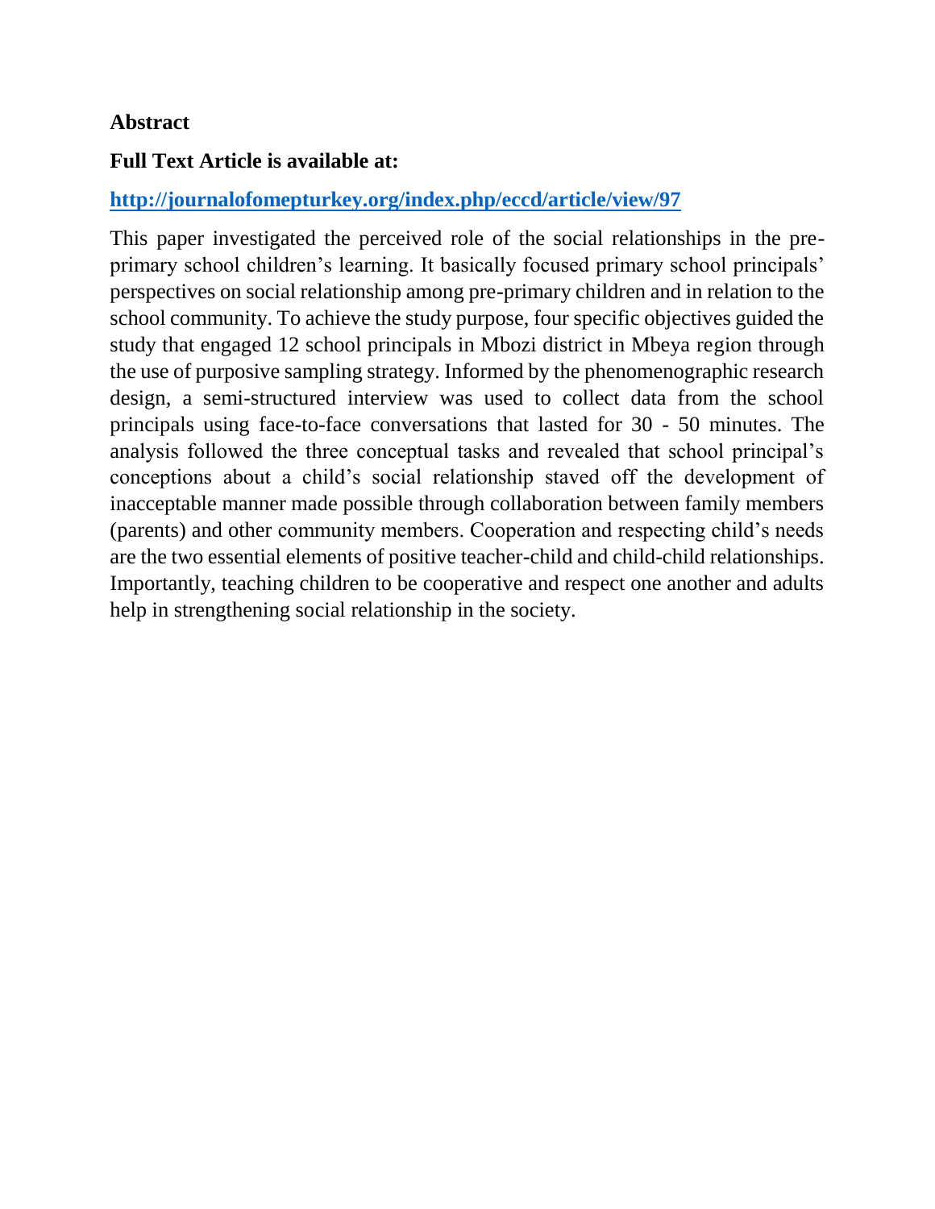**Abstract**

**Full Text Article is available at:**

**[http://journalofomepturkey.org/index.php/eccd/article/view/97](http://journalofomepturkey.org/index.php/eccd/article/view/97)**

This paper investigated the perceived role of the social relationships in the pre-primary school children's learning. It basically focused primary school principals' perspectives on social relationship among pre-primary children and in relation to the school community. To achieve the study purpose, four specific objectives guided the study that engaged 12 school principals in Mbozi district in Mbeya region through the use of purposive sampling strategy. Informed by the phenomenographic research design, a semi-structured interview was used to collect data from the school principals using face-to-face conversations that lasted for 30 - 50 minutes. The analysis followed the three conceptual tasks and revealed that school principal's conceptions about a child's social relationship staved off the development of inacceptable manner made possible through collaboration between family members (parents) and other community members. Cooperation and respecting child's needs are the two essential elements of positive teacher-child and child-child relationships. Importantly, teaching children to be cooperative and respect one another and adults help in strengthening social relationship in the society.